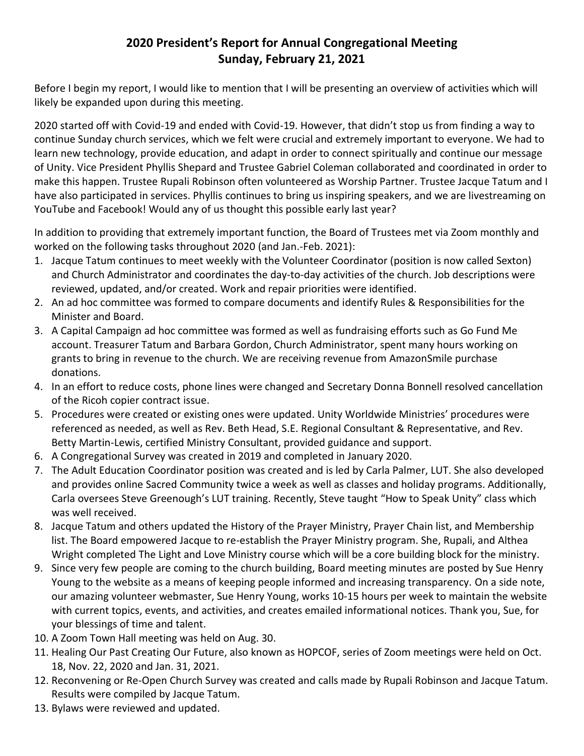# 2020 President's Report for Annual Congregational Meeting
## Sunday, February 21, 2021

Before I begin my report, I would like to mention that I will be presenting an overview of activities which will likely be expanded upon during this meeting.

2020 started off with Covid-19 and ended with Covid-19. However, that didn't stop us from finding a way to continue Sunday church services, which we felt were crucial and extremely important to everyone. We had to learn new technology, provide education, and adapt in order to connect spiritually and continue our message of Unity. Vice President Phyllis Shepard and Trustee Gabriel Coleman collaborated and coordinated in order to make this happen. Trustee Rupali Robinson often volunteered as Worship Partner. Trustee Jacque Tatum and I have also participated in services. Phyllis continues to bring us inspiring speakers, and we are livestreaming on YouTube and Facebook! Would any of us thought this possible early last year?

In addition to providing that extremely important function, the Board of Trustees met via Zoom monthly and worked on the following tasks throughout 2020 (and Jan.-Feb. 2021):

1. Jacque Tatum continues to meet weekly with the Volunteer Coordinator (position is now called Sexton) and Church Administrator and coordinates the day-to-day activities of the church. Job descriptions were reviewed, updated, and/or created. Work and repair priorities were identified.
2. An ad hoc committee was formed to compare documents and identify Rules & Responsibilities for the Minister and Board.
3. A Capital Campaign ad hoc committee was formed as well as fundraising efforts such as Go Fund Me account. Treasurer Tatum and Barbara Gordon, Church Administrator, spent many hours working on grants to bring in revenue to the church. We are receiving revenue from AmazonSmile purchase donations.
4. In an effort to reduce costs, phone lines were changed and Secretary Donna Bonnell resolved cancellation of the Ricoh copier contract issue.
5. Procedures were created or existing ones were updated. Unity Worldwide Ministries' procedures were referenced as needed, as well as Rev. Beth Head, S.E. Regional Consultant & Representative, and Rev. Betty Martin-Lewis, certified Ministry Consultant, provided guidance and support.
6. A Congregational Survey was created in 2019 and completed in January 2020.
7. The Adult Education Coordinator position was created and is led by Carla Palmer, LUT. She also developed and provides online Sacred Community twice a week as well as classes and holiday programs. Additionally, Carla oversees Steve Greenough's LUT training. Recently, Steve taught "How to Speak Unity" class which was well received.
8. Jacque Tatum and others updated the History of the Prayer Ministry, Prayer Chain list, and Membership list. The Board empowered Jacque to re-establish the Prayer Ministry program. She, Rupali, and Althea Wright completed The Light and Love Ministry course which will be a core building block for the ministry.
9. Since very few people are coming to the church building, Board meeting minutes are posted by Sue Henry Young to the website as a means of keeping people informed and increasing transparency. On a side note, our amazing volunteer webmaster, Sue Henry Young, works 10-15 hours per week to maintain the website with current topics, events, and activities, and creates emailed informational notices. Thank you, Sue, for your blessings of time and talent.
10. A Zoom Town Hall meeting was held on Aug. 30.
11. Healing Our Past Creating Our Future, also known as HOPCOF, series of Zoom meetings were held on Oct. 18, Nov. 22, 2020 and Jan. 31, 2021.
12. Reconvening or Re-Open Church Survey was created and calls made by Rupali Robinson and Jacque Tatum. Results were compiled by Jacque Tatum.
13. Bylaws were reviewed and updated.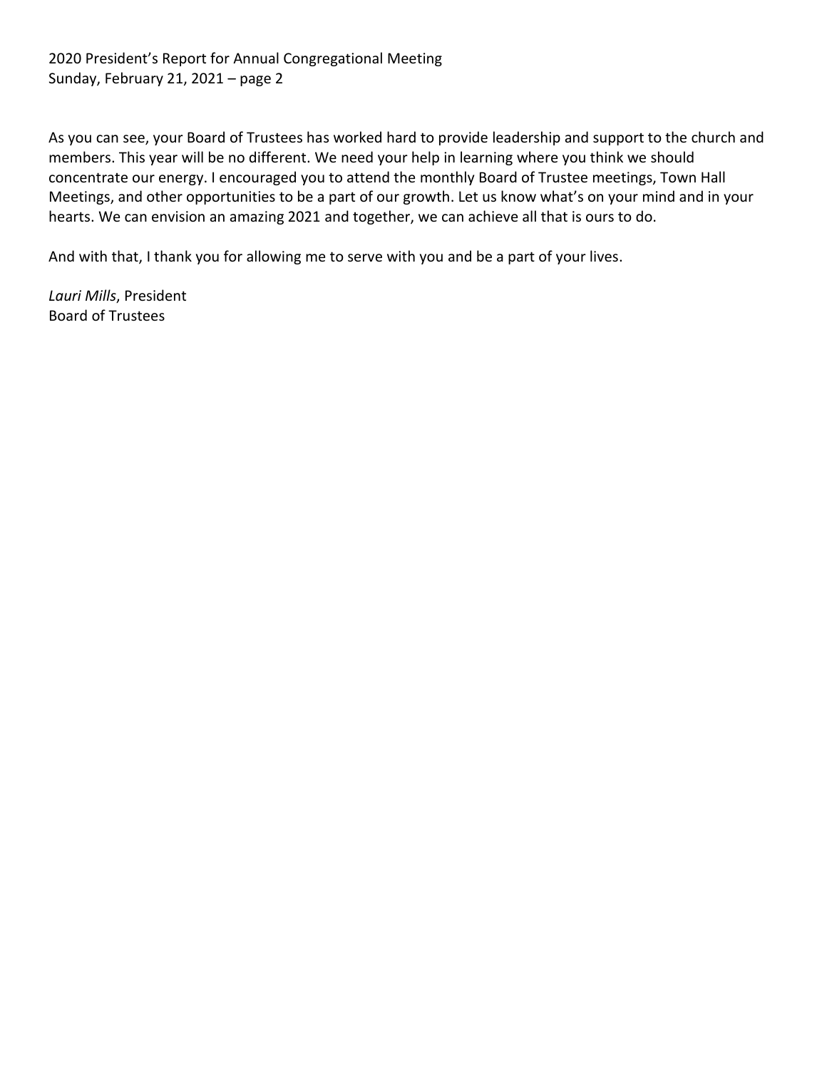As you can see, your Board of Trustees has worked hard to provide leadership and support to the church and members. This year will be no different. We need your help in learning where you think we should concentrate our energy. I encouraged you to attend the monthly Board of Trustee meetings, Town Hall Meetings, and other opportunities to be a part of our growth. Let us know what's on your mind and in your hearts. We can envision an amazing 2021 and together, we can achieve all that is ours to do.

And with that, I thank you for allowing me to serve with you and be a part of your lives.

*Lauri Mills*, President
Board of Trustees